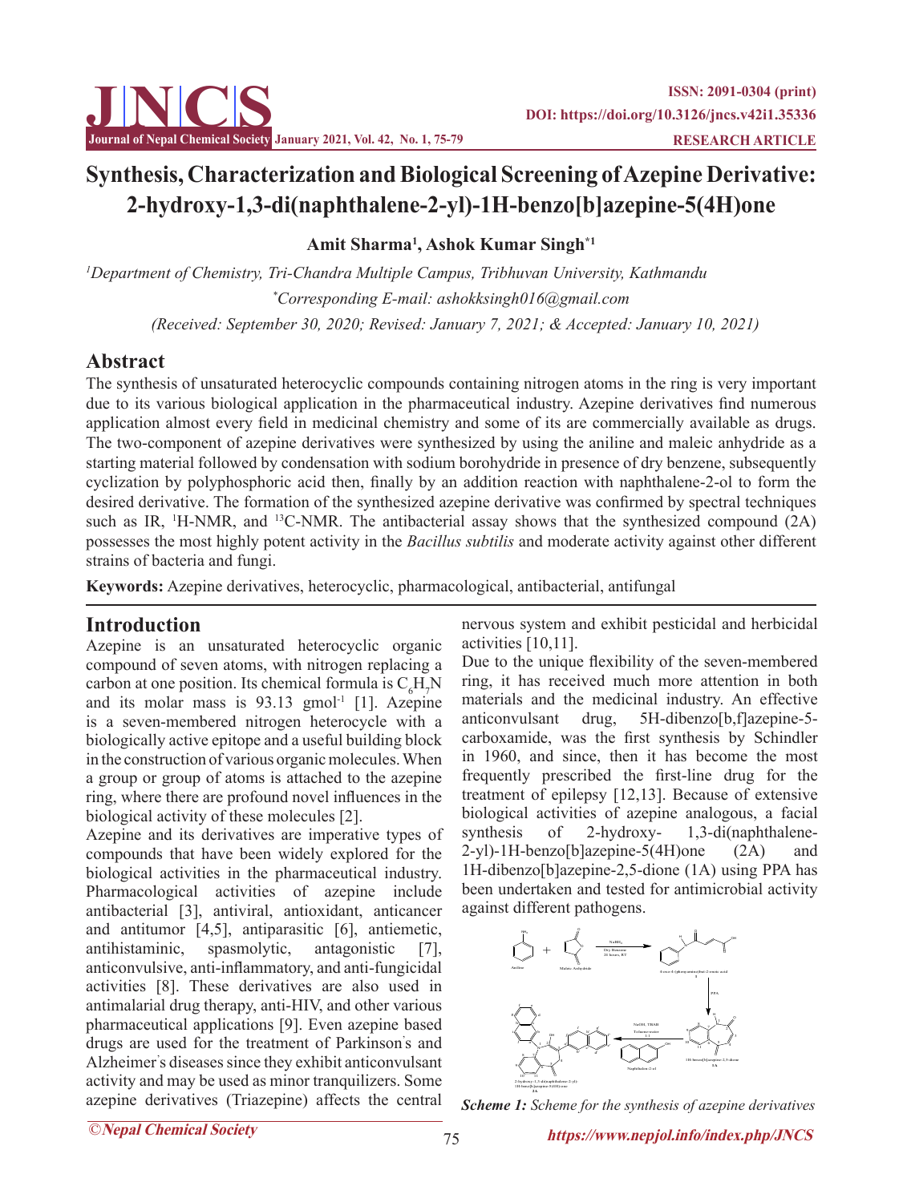# Synthesis, Characterization and Biological Screening of Azepine Derivative: 2-hydroxy-1,3-di(naphthalene-2-yl)-1H-benzo[b]azepine-5(4H)one

**Amit Sharma[1], Ashok Kumar Singh[*1]**

[1]*Department of Chemistry, Tri-Chandra Multiple Campus, Tribhuvan University, Kathmandu*

[*]*Corresponding E-mail: ashokksingh016@gmail.com*

*(Received: September 30, 2020; Revised: January 7, 2021; & Accepted: January 10, 2021)*

## Abstract

The synthesis of unsaturated heterocyclic compounds containing nitrogen atoms in the ring is very important due to its various biological application in the pharmaceutical industry. Azepine derivatives find numerous application almost every field in medicinal chemistry and some of its are commercially available as drugs. The two-component of azepine derivatives were synthesized by using the aniline and maleic anhydride as a starting material followed by condensation with sodium borohydride in presence of dry benzene, subsequently cyclization by polyphosphoric acid then, finally by an addition reaction with naphthalene-2-ol to form the desired derivative. The formation of the synthesized azepine derivative was confirmed by spectral techniques such as IR, $^1$H-NMR, and $^{13}$C-NMR. The antibacterial assay shows that the synthesized compound (2A) possesses the most highly potent activity in the *Bacillus subtilis* and moderate activity against other different strains of bacteria and fungi.

**Keywords:** Azepine derivatives, heterocyclic, pharmacological, antibacterial, antifungal

## Introduction

Azepine is an unsaturated heterocyclic organic compound of seven atoms, with nitrogen replacing a carbon at one position. Its chemical formula is $C_6H_7N$ and its molar mass is 93.13 gmol$^{-1}$ [1]. Azepine is a seven-membered nitrogen heterocycle with a biologically active epitope and a useful building block in the construction of various organic molecules. When a group or group of atoms is attached to the azepine ring, where there are profound novel influences in the biological activity of these molecules [2].

Azepine and its derivatives are imperative types of compounds that have been widely explored for the biological activities in the pharmaceutical industry. Pharmacological activities of azepine include antibacterial [3], antiviral, antioxidant, anticancer and antitumor [4,5], antiparasitic [6], antiemetic, antihistaminic, spasmolytic, antagonistic [7], anticonvulsive, anti-inflammatory, and anti-fungicidal activities [8]. These derivatives are also used in antimalarial drug therapy, anti-HIV, and other various pharmaceutical applications [9]. Even azepine based drugs are used for the treatment of Parkinson's and Alzheimer's diseases since they exhibit anticonvulsant activity and may be used as minor tranquilizers. Some azepine derivatives (Triazepine) affects the central nervous system and exhibit pesticidal and herbicidal activities [10,11].

Due to the unique flexibility of the seven-membered ring, it has received much more attention in both materials and the medicinal industry. An effective anticonvulsant drug, 5H-dibenzo[b,f]azepine-5-carboxamide, was the first synthesis by Schindler in 1960, and since, then it has become the most frequently prescribed the first-line drug for the treatment of epilepsy [12,13]. Because of extensive biological activities of azepine analogous, a facial synthesis of 2-hydroxy- 1,3-di(naphthalene-2-yl)-1H-benzo[b]azepine-5(4H)one (2A) and 1H-dibenzo[b]azepine-2,5-dione (1A) using PPA has been undertaken and tested for antimicrobial activity against different pathogens.

*Scheme 1: Scheme for the synthesis of azepine derivatives*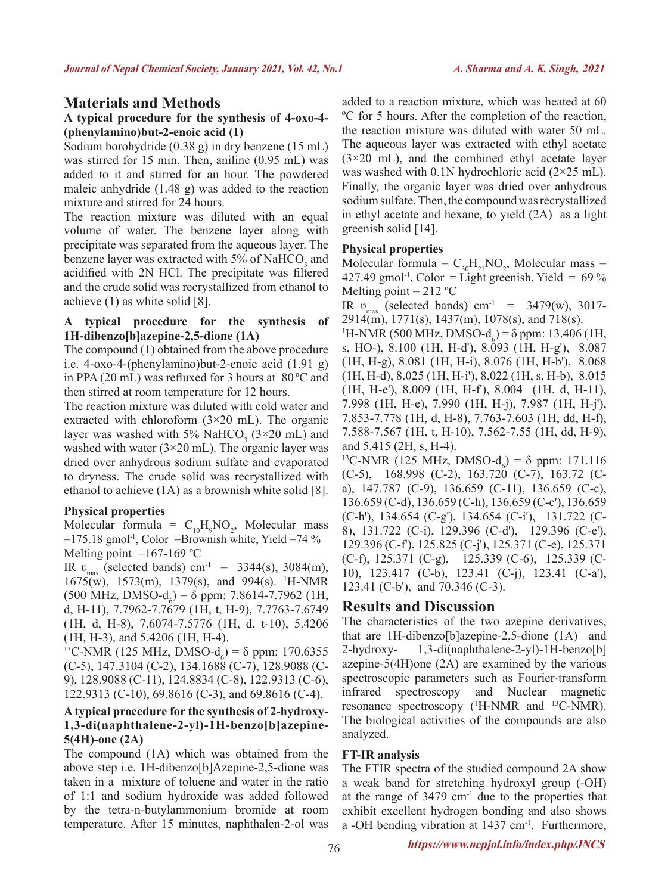## Materials and Methods

### A typical procedure for the synthesis of 4-oxo-4-(phenylamino)but-2-enoic acid (1)

Sodium borohydride (0.38 g) in dry benzene (15 mL) was stirred for 15 min. Then, aniline (0.95 mL) was added to it and stirred for an hour. The powdered maleic anhydride (1.48 g) was added to the reaction mixture and stirred for 24 hours.

The reaction mixture was diluted with an equal volume of water. The benzene layer along with precipitate was separated from the aqueous layer. The benzene layer was extracted with 5% of $NaHCO_3$ and acidified with 2N HCl. The precipitate was filtered and the crude solid was recrystallized from ethanol to achieve (1) as white solid [8].

### A typical procedure for the synthesis of 1H-dibenzo[b]azepine-2,5-dione (1A)

The compound (1) obtained from the above procedure i.e. 4-oxo-4-(phenylamino)but-2-enoic acid (1.91 g) in PPA (20 mL) was refluxed for 3 hours at 80 ºC and then stirred at room temperature for 12 hours.

The reaction mixture was diluted with cold water and extracted with chloroform (3×20 mL). The organic layer was washed with 5% $NaHCO_3$ (3×20 mL) and washed with water (3×20 mL). The organic layer was dried over anhydrous sodium sulfate and evaporated to dryness. The crude solid was recrystallized with ethanol to achieve (1A) as a brownish white solid [8].

### Physical properties

Molecular formula = $C_{10}H_9NO_2$, Molecular mass =175.18 gmol$^{-1}$, Color =Brownish white, Yield =74 %

Melting point =167-169 ºC

IR $\upsilon_{max}$ (selected bands) cm$^{-1}$ = 3344(s), 3084(m), 1675(w), 1573(m), 1379(s), and 994(s). $^1$H-NMR (500 MHz, DMSO-$d_6$) = δ ppm: 7.8614-7.7962 (1H, d, H-11), 7.7962-7.7679 (1H, t, H-9), 7.7763-7.6749 (1H, d, H-8), 7.6074-7.5776 (1H, d, t-10), 5.4206 (1H, H-3), and 5.4206 (1H, H-4).

$^{13}$C-NMR (125 MHz, DMSO-$d_6$) = δ ppm: 170.6355 (C-5), 147.3104 (C-2), 134.1688 (C-7), 128.9088 (C-9), 128.9088 (C-11), 124.8834 (C-8), 122.9313 (C-6), 122.9313 (C-10), 69.8616 (C-3), and 69.8616 (C-4).

### A typical procedure for the synthesis of 2-hydroxy-1,3-di(naphthalene-2-yl)-1H-benzo[b]azepine-5(4H)-one (2A)

The compound (1A) which was obtained from the above step i.e. 1H-dibenzo[b]Azepine-2,5-dione was taken in a mixture of toluene and water in the ratio of 1:1 and sodium hydroxide was added followed by the tetra-n-butylammonium bromide at room temperature. After 15 minutes, naphthalen-2-ol was added to a reaction mixture, which was heated at 60 ºC for 5 hours. After the completion of the reaction, the reaction mixture was diluted with water 50 mL. The aqueous layer was extracted with ethyl acetate (3×20 mL), and the combined ethyl acetate layer was washed with 0.1N hydrochloric acid (2×25 mL). Finally, the organic layer was dried over anhydrous sodium sulfate. Then, the compound was recrystallized in ethyl acetate and hexane, to yield (2A) as a light greenish solid [14].

### Physical properties

Molecular formula = $C_{30}H_{21}NO_2$, Molecular mass = 427.49 gmol$^{-1}$, Color = Light greenish, Yield = 69 %

Melting point = 212 ºC

IR $\upsilon_{max}$ (selected bands) cm$^{-1}$ = 3479(w), 3017-2914(m), 1771(s), 1437(m), 1078(s), and 718(s).

$^1$H-NMR (500 MHz, DMSO-$d_6$) = δ ppm: 13.406 (1H, s, HO-), 8.100 (1H, H-d'), 8.093 (1H, H-g'), 8.087 (1H, H-g), 8.081 (1H, H-i), 8.076 (1H, H-b'), 8.068 (1H, H-d), 8.025 (1H, H-i'), 8.022 (1H, s, H-b), 8.015 (1H, H-e'), 8.009 (1H, H-f'), 8.004 (1H, d, H-11), 7.998 (1H, H-e), 7.990 (1H, H-j), 7.987 (1H, H-j'), 7.853-7.778 (1H, d, H-8), 7.763-7.603 (1H, dd, H-f), 7.588-7.567 (1H, t, H-10), 7.562-7.55 (1H, dd, H-9), and 5.415 (2H, s, H-4).

$^{13}$C-NMR (125 MHz, DMSO-$d_6$) = δ ppm: 171.116 (C-5), 168.998 (C-2), 163.720 (C-7), 163.72 (C-a), 147.787 (C-9), 136.659 (C-11), 136.659 (C-c), 136.659 (C-d), 136.659 (C-h), 136.659 (C-c'), 136.659 (C-h'), 134.654 (C-g'), 134.654 (C-i'), 131.722 (C-8), 131.722 (C-i), 129.396 (C-d'), 129.396 (C-e'), 129.396 (C-f'), 125.825 (C-j'), 125.371 (C-e), 125.371 (C-f), 125.371 (C-g), 125.339 (C-6), 125.339 (C-10), 123.417 (C-b), 123.41 (C-j), 123.41 (C-a'), 123.41 (C-b'), and 70.346 (C-3).

## Results and Discussion

The characteristics of the two azepine derivatives, that are 1H-dibenzo[b]azepine-2,5-dione (1A) and 2-hydroxy- 1,3-di(naphthalene-2-yl)-1H-benzo[b]azepine-5(4H)one (2A) are examined by the various spectroscopic parameters such as Fourier-transform infrared spectroscopy and Nuclear magnetic resonance spectroscopy ($^1$H-NMR and $^{13}$C-NMR). The biological activities of the compounds are also analyzed.

### FT-IR analysis

The FTIR spectra of the studied compound 2A show a weak band for stretching hydroxyl group (-OH) at the range of 3479 cm$^{-1}$ due to the properties that exhibit excellent hydrogen bonding and also shows a -OH bending vibration at 1437 cm$^{-1}$. Furthermore,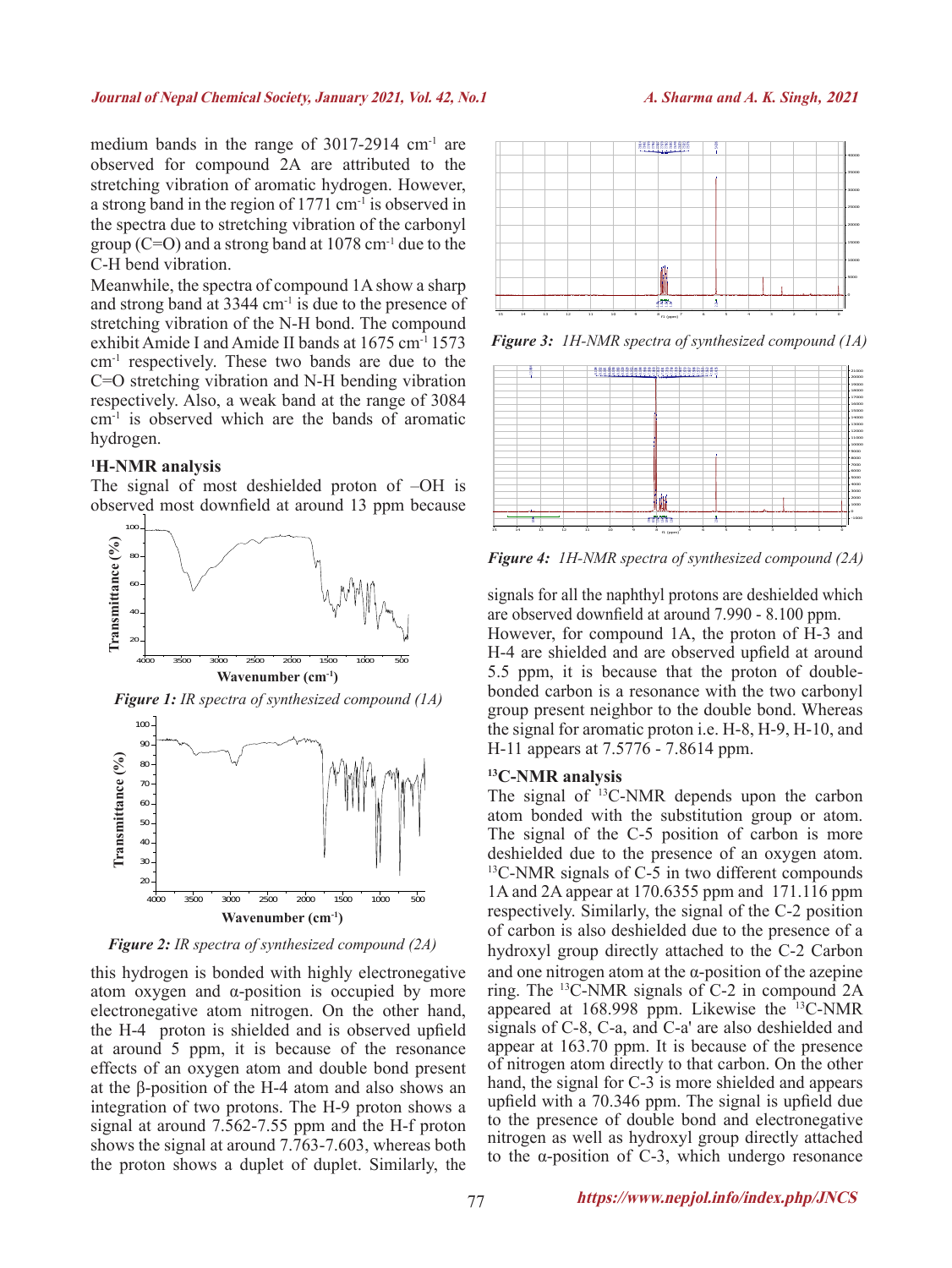medium bands in the range of 3017-2914 $cm^{-1}$ are observed for compound 2A are attributed to the stretching vibration of aromatic hydrogen. However, a strong band in the region of 1771 $cm^{-1}$ is observed in the spectra due to stretching vibration of the carbonyl group (C=O) and a strong band at 1078 $cm^{-1}$ due to the C-H bend vibration.

Meanwhile, the spectra of compound 1A show a sharp and strong band at 3344 $cm^{-1}$ is due to the presence of stretching vibration of the N-H bond. The compound exhibit Amide I and Amide II bands at 1675 $cm^{-1}$ 1573 $cm^{-1}$ respectively. These two bands are due to the C=O stretching vibration and N-H bending vibration respectively. Also, a weak band at the range of 3084 $cm^{-1}$ is observed which are the bands of aromatic hydrogen.

### $^{1}$H-NMR analysis

The signal of most deshielded proton of –OH is observed most downfield at around 13 ppm because

*Figure 1: IR spectra of synthesized compound (1A)*

*Figure 2: IR spectra of synthesized compound (2A)*

this hydrogen is bonded with highly electronegative atom oxygen and α-position is occupied by more electronegative atom nitrogen. On the other hand, the H-4 proton is shielded and is observed upfield at around 5 ppm, it is because of the resonance effects of an oxygen atom and double bond present at the β-position of the H-4 atom and also shows an integration of two protons. The H-9 proton shows a signal at around 7.562-7.55 ppm and the H-f proton shows the signal at around 7.763-7.603, whereas both the proton shows a duplet of duplet. Similarly, the signals for all the naphthyl protons are deshielded which are observed downfield at around 7.990 - 8.100 ppm.

*Figure 3: 1H-NMR spectra of synthesized compound (1A)*

*Figure 4: 1H-NMR spectra of synthesized compound (2A)*

However, for compound 1A, the proton of H-3 and H-4 are shielded and are observed upfield at around 5.5 ppm, it is because that the proton of double-bonded carbon is a resonance with the two carbonyl group present neighbor to the double bond. Whereas the signal for aromatic proton i.e. H-8, H-9, H-10, and H-11 appears at 7.5776 - 7.8614 ppm.

### $^{13}$C-NMR analysis

The signal of $^{13}$C-NMR depends upon the carbon atom bonded with the substitution group or atom. The signal of the C-5 position of carbon is more deshielded due to the presence of an oxygen atom. $^{13}$C-NMR signals of C-5 in two different compounds 1A and 2A appear at 170.6355 ppm and 171.116 ppm respectively. Similarly, the signal of the C-2 position of carbon is also deshielded due to the presence of a hydroxyl group directly attached to the C-2 Carbon and one nitrogen atom at the α-position of the azepine ring. The $^{13}$C-NMR signals of C-2 in compound 2A appeared at 168.998 ppm. Likewise the $^{13}$C-NMR signals of C-8, C-a, and C-a' are also deshielded and appear at 163.70 ppm. It is because of the presence of nitrogen atom directly to that carbon. On the other hand, the signal for C-3 is more shielded and appears upfield with a 70.346 ppm. The signal is upfield due to the presence of double bond and electronegative nitrogen as well as hydroxyl group directly attached to the α-position of C-3, which undergo resonance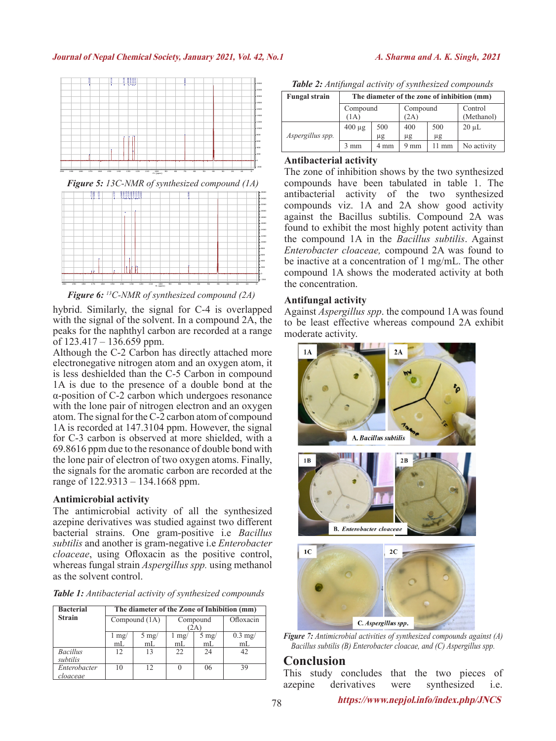Figure 5: 13C-NMR of synthesized compound (1A)

Figure 6: $^{13}C$-NMR of synthesized compound (2A)

hybrid. Similarly, the signal for C-4 is overlapped with the signal of the solvent. In a compound 2A, the peaks for the naphthyl carbon are recorded at a range of 123.417 – 136.659 ppm.

Although the C-2 Carbon has directly attached more electronegative nitrogen atom and an oxygen atom, it is less deshielded than the C-5 Carbon in compound 1A is due to the presence of a double bond at the α-position of C-2 carbon which undergoes resonance with the lone pair of nitrogen electron and an oxygen atom. The signal for the C-2 carbon atom of compound 1A is recorded at 147.3104 ppm. However, the signal for C-3 carbon is observed at more shielded, with a 69.8616 ppm due to the resonance of double bond with the lone pair of electron of two oxygen atoms. Finally, the signals for the aromatic carbon are recorded at the range of 122.9313 – 134.1668 ppm.

### Antimicrobial activity

The antimicrobial activity of all the synthesized azepine derivatives was studied against two different bacterial strains. One gram-positive i.e *Bacillus subtilis* and another is gram-negative i.e *Enterobacter cloacae*, using Ofloxacin as the positive control, whereas fungal strain *Aspergillus spp.* using methanol as the solvent control.

*Table 1: Antibacterial activity of synthesized compounds*

| Bacterial Strain | The diameter of the Zone of Inhibition (mm) | | | | |
|---|---|---|---|---|---|
| | Compound (1A) | | Compound (2A) | | Ofloxacin |
| | 1 mg/mL | 5 mg/mL | 1 mg/mL | 5 mg/mL | 0.3 mg/mL |
| *Bacillus subtilis* | 12 | 13 | 22 | 24 | 42 |
| *Enterobacter cloaceae* | 10 | 12 | 0 | 06 | 39 |

*Table 2: Antifungal activity of synthesized compounds*

| Fungal strain | The diameter of the zone of inhibition (mm) | | | | |
|---|---|---|---|---|---|
| | Compound (1A) | | Compound (2A) | | Control (Methanol) |
| *Aspergillus spp.* | 400 µg | 500 µg | 400 µg | 500 µg | 20 µL |
| | 3 mm | 4 mm | 9 mm | 11 mm | No activity |

### Antibacterial activity

The zone of inhibition shows by the two synthesized compounds have been tabulated in table 1. The antibacterial activity of the two synthesized compounds viz. 1A and 2A show good activity against the Bacillus subtilis. Compound 2A was found to exhibit the most highly potent activity than the compound 1A in the *Bacillus subtilis*. Against *Enterobacter cloaceae,* compound 2A was found to be inactive at a concentration of 1 mg/mL. The other compound 1A shows the moderated activity at both the concentration.

### Antifungal activity

Against *Aspergillus spp*. the compound 1A was found to be least effective whereas compound 2A exhibit moderate activity.

*Figure 7: Antimicrobial activities of synthesized compounds against (A) Bacillus subtilis (B) Enterobacter cloacae, and (C) Aspergillus spp.*

## Conclusion

This study concludes that the two pieces of azepine derivatives were synthesized i.e.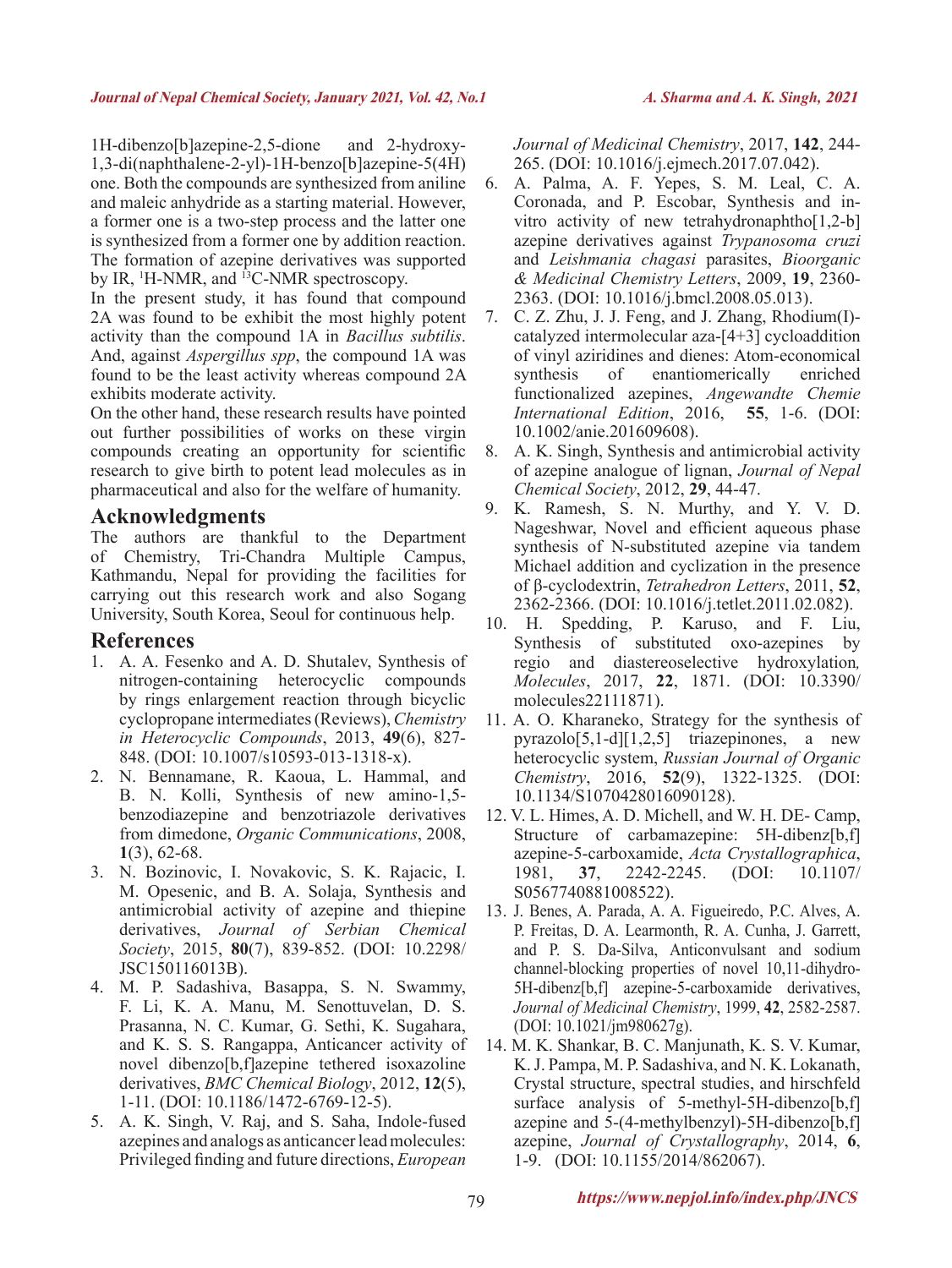1H-dibenzo[b]azepine-2,5-dione and 2-hydroxy-1,3-di(naphthalene-2-yl)-1H-benzo[b]azepine-5(4H) one. Both the compounds are synthesized from aniline and maleic anhydride as a starting material. However, a former one is a two-step process and the latter one is synthesized from a former one by addition reaction. The formation of azepine derivatives was supported by IR, $^{1}$H-NMR, and $^{13}$C-NMR spectroscopy.

In the present study, it has found that compound 2A was found to be exhibit the most highly potent activity than the compound 1A in *Bacillus subtilis*. And, against *Aspergillus spp*, the compound 1A was found to be the least activity whereas compound 2A exhibits moderate activity.

On the other hand, these research results have pointed out further possibilities of works on these virgin compounds creating an opportunity for scientific research to give birth to potent lead molecules as in pharmaceutical and also for the welfare of humanity.

## Acknowledgments

The authors are thankful to the Department of Chemistry, Tri-Chandra Multiple Campus, Kathmandu, Nepal for providing the facilities for carrying out this research work and also Sogang University, South Korea, Seoul for continuous help.

## References

1. A. A. Fesenko and A. D. Shutalev, Synthesis of nitrogen-containing heterocyclic compounds by rings enlargement reaction through bicyclic cyclopropane intermediates (Reviews), *Chemistry in Heterocyclic Compounds*, 2013, **49**(6), 827-848. (DOI: 10.1007/s10593-013-1318-x).
2. N. Bennamane, R. Kaoua, L. Hammal, and B. N. Kolli, Synthesis of new amino-1,5-benzodiazepine and benzotriazole derivatives from dimedone, *Organic Communications*, 2008, **1**(3), 62-68.
3. N. Bozinovic, I. Novakovic, S. K. Rajacic, I. M. Opesenic, and B. A. Solaja, Synthesis and antimicrobial activity of azepine and thiepine derivatives, *Journal of Serbian Chemical Society*, 2015, **80**(7), 839-852. (DOI: 10.2298/JSC150116013B).
4. M. P. Sadashiva, Basappa, S. N. Swammy, F. Li, K. A. Manu, M. Senottuvelan, D. S. Prasanna, N. C. Kumar, G. Sethi, K. Sugahara, and K. S. S. Rangappa, Anticancer activity of novel dibenzo[b,f]azepine tethered isoxazoline derivatives, *BMC Chemical Biology*, 2012, **12**(5), 1-11. (DOI: 10.1186/1472-6769-12-5).
5. A. K. Singh, V. Raj, and S. Saha, Indole-fused azepines and analogs as anticancer lead molecules: Privileged finding and future directions, *European Journal of Medicinal Chemistry*, 2017, **142**, 244-265. (DOI: 10.1016/j.ejmech.2017.07.042).
6. A. Palma, A. F. Yepes, S. M. Leal, C. A. Coronada, and P. Escobar, Synthesis and in-vitro activity of new tetrahydronaphtho[1,2-b] azepine derivatives against *Trypanosoma cruzi* and *Leishmania chagasi* parasites, *Bioorganic & Medicinal Chemistry Letters*, 2009, **19**, 2360-2363. (DOI: 10.1016/j.bmcl.2008.05.013).
7. C. Z. Zhu, J. J. Feng, and J. Zhang, Rhodium(I)-catalyzed intermolecular aza-[4+3] cycloaddition of vinyl aziridines and dienes: Atom-economical synthesis of enantiomerically enriched functionalized azepines, *Angewandte Chemie International Edition*, 2016, **55**, 1-6. (DOI: 10.1002/anie.201609608).
8. A. K. Singh, Synthesis and antimicrobial activity of azepine analogue of lignan, *Journal of Nepal Chemical Society*, 2012, **29**, 44-47.
9. K. Ramesh, S. N. Murthy, and Y. V. D. Nageshwar, Novel and efficient aqueous phase synthesis of N-substituted azepine via tandem Michael addition and cyclization in the presence of β-cyclodextrin, *Tetrahedron Letters*, 2011, **52**, 2362-2366. (DOI: 10.1016/j.tetlet.2011.02.082).
10. H. Spedding, P. Karuso, and F. Liu, Synthesis of substituted oxo-azepines by regio and diastereoselective hydroxylation*, Molecules*, 2017, **22**, 1871. (DOI: 10.3390/molecules22111871).
11. A. O. Kharaneko, Strategy for the synthesis of pyrazolo[5,1-d][1,2,5] triazepinones, a new heterocyclic system, *Russian Journal of Organic Chemistry*, 2016, **52**(9), 1322-1325. (DOI: 10.1134/S1070428016090128).
12. V. L. Himes, A. D. Michell, and W. H. DE- Camp, Structure of carbamazepine: 5H-dibenz[b,f] azepine-5-carboxamide, *Acta Crystallographica*, 1981, **37**, 2242-2245. (DOI: 10.1107/S0567740881008522).
13. J. Benes, A. Parada, A. A. Figueiredo, P.C. Alves, A. P. Freitas, D. A. Learmonth, R. A. Cunha, J. Garrett, and P. S. Da-Silva, Anticonvulsant and sodium channel-blocking properties of novel 10,11-dihydro-5H-dibenz[b,f] azepine-5-carboxamide derivatives, *Journal of Medicinal Chemistry*, 1999, **42**, 2582-2587. (DOI: 10.1021/jm980627g).
14. M. K. Shankar, B. C. Manjunath, K. S. V. Kumar, K. J. Pampa, M. P. Sadashiva, and N. K. Lokanath, Crystal structure, spectral studies, and hirschfeld surface analysis of 5-methyl-5H-dibenzo[b,f] azepine and 5-(4-methylbenzyl)-5H-dibenzo[b,f] azepine, *Journal of Crystallography*, 2014, **6**, 1-9. (DOI: 10.1155/2014/862067).